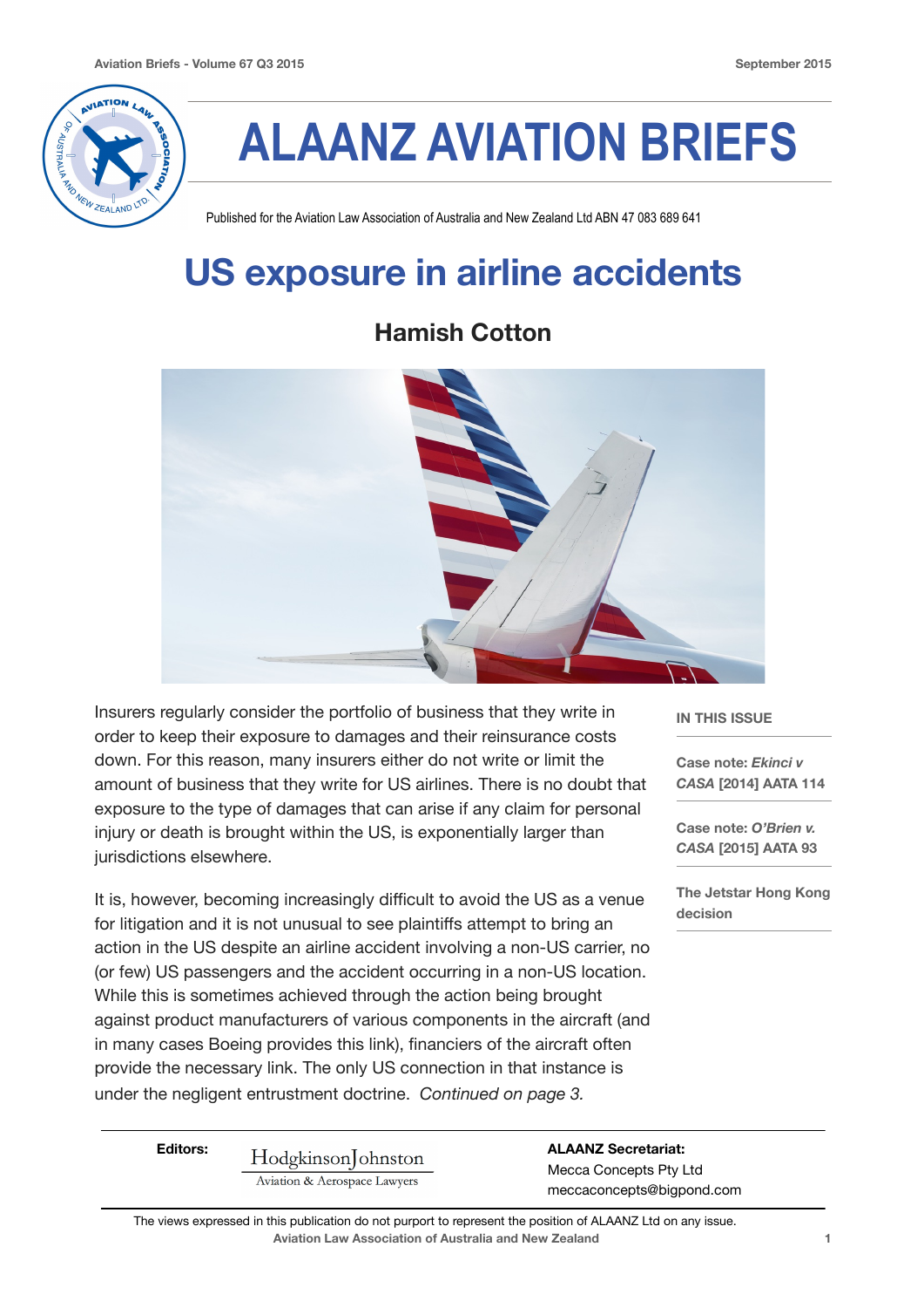# ALAANZ AVIATION BRIEFS

Published for the Aviation Law Association of Australia and New Zealand Ltd ABN 47 083 689 641

## US exposure in airline accidents

### Hamish Cotton

Insurers regularly consider the portfolio of business that they write in order to keep their exposure to damages and their reinsurance costs down. For this reason, many insurers either do not write or limit the amount of business that they write for US airlines. There is no doubt that exposure to the type of damages that can arise if any claim for personal injury or death is brought within the US, is exponentially larger than jurisdictions elsewhere.

It is, however, becoming increasingly difficult to avoid the US as a venue for litigation and it is not unusual to see plaintiffs attempt to bring an action in the US despite an airline accident involving a non-US carrier, no (or few) US passengers and the accident occurring in a non-US location. While this is sometimes achieved through the action being brought against product manufacturers of various components in the aircraft (and in many cases Boeing provides this link), financiers of the aircraft often provide the necessary link. The only US connection in that instance is under the negligent entrustment doctrine. *Continued on page 3.*

**IN THIS ISSUE**

- Case note: *Ekinci v CASA* [2014] AATA 114
- Case note: *O'Brien v. CASA* [2015] AATA 93
- The Jetstar Hong Kong decision

**Editors:** HodgkinsonJohnston — Aviation & Aerospace Lawyers

**ALAANZ Secretariat:**
Mecca Concepts Pty Ltd
meccaconcepts@bigpond.com

The views expressed in this publication do not purport to represent the position of ALAANZ Ltd on any issue.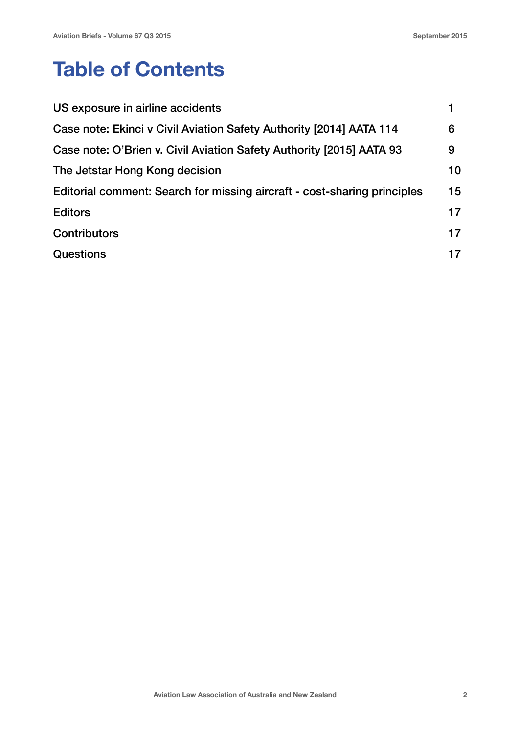# Table of Contents

| | |
|---|---|
| US exposure in airline accidents | 1 |
| Case note: Ekinci v Civil Aviation Safety Authority [2014] AATA 114 | 6 |
| Case note: O'Brien v. Civil Aviation Safety Authority [2015] AATA 93 | 9 |
| The Jetstar Hong Kong decision | 10 |
| Editorial comment: Search for missing aircraft - cost-sharing principles | 15 |
| Editors | 17 |
| Contributors | 17 |
| Questions | 17 |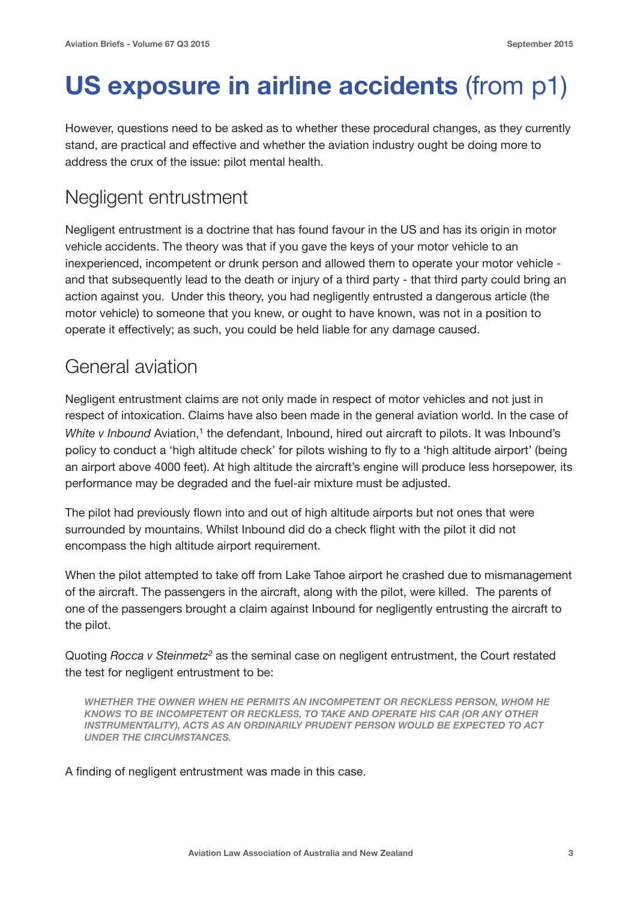# US exposure in airline accidents (from p1)

However, questions need to be asked as to whether these procedural changes, as they currently stand, are practical and effective and whether the aviation industry ought be doing more to address the crux of the issue: pilot mental health.

## Negligent entrustment

Negligent entrustment is a doctrine that has found favour in the US and has its origin in motor vehicle accidents. The theory was that if you gave the keys of your motor vehicle to an inexperienced, incompetent or drunk person and allowed them to operate your motor vehicle - and that subsequently lead to the death or injury of a third party - that third party could bring an action against you.  Under this theory, you had negligently entrusted a dangerous article (the motor vehicle) to someone that you knew, or ought to have known, was not in a position to operate it effectively; as such, you could be held liable for any damage caused.

## General aviation

Negligent entrustment claims are not only made in respect of motor vehicles and not just in respect of intoxication. Claims have also been made in the general aviation world. In the case of *White v Inbound* Aviation,[1] the defendant, Inbound, hired out aircraft to pilots. It was Inbound's policy to conduct a 'high altitude check' for pilots wishing to fly to a 'high altitude airport' (being an airport above 4000 feet). At high altitude the aircraft's engine will produce less horsepower, its performance may be degraded and the fuel-air mixture must be adjusted.

The pilot had previously flown into and out of high altitude airports but not ones that were surrounded by mountains. Whilst Inbound did do a check flight with the pilot it did not encompass the high altitude airport requirement.

When the pilot attempted to take off from Lake Tahoe airport he crashed due to mismanagement of the aircraft. The passengers in the aircraft, along with the pilot, were killed.  The parents of one of the passengers brought a claim against Inbound for negligently entrusting the aircraft to the pilot.

Quoting *Rocca v Steinmetz*[2] as the seminal case on negligent entrustment, the Court restated the test for negligent entrustment to be:

> ***WHETHER THE OWNER WHEN HE PERMITS AN INCOMPETENT OR RECKLESS PERSON, WHOM HE KNOWS TO BE INCOMPETENT OR RECKLESS, TO TAKE AND OPERATE HIS CAR (OR ANY OTHER INSTRUMENTALITY), ACTS AS AN ORDINARILY PRUDENT PERSON WOULD BE EXPECTED TO ACT UNDER THE CIRCUMSTANCES.***

A finding of negligent entrustment was made in this case.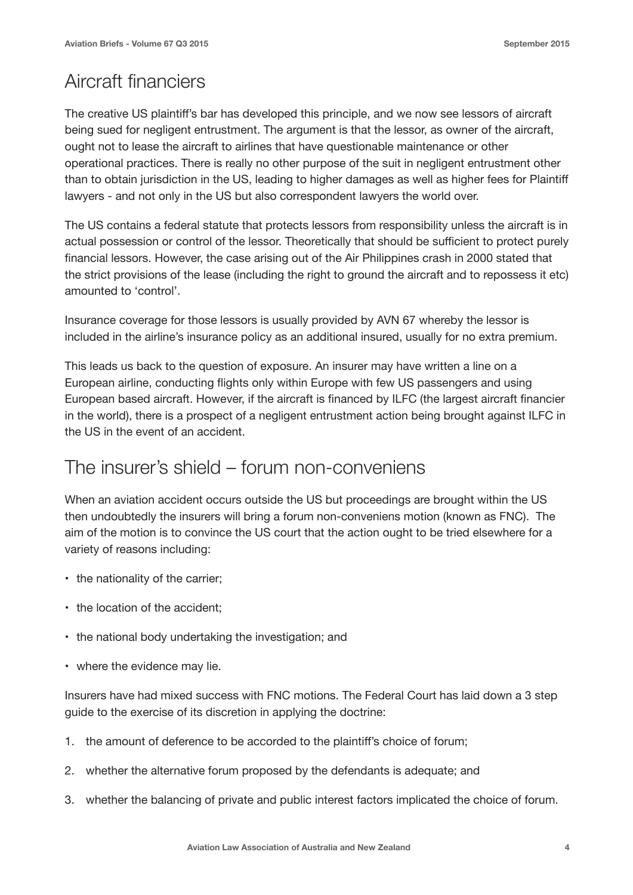## Aircraft financiers

The creative US plaintiff's bar has developed this principle, and we now see lessors of aircraft being sued for negligent entrustment. The argument is that the lessor, as owner of the aircraft, ought not to lease the aircraft to airlines that have questionable maintenance or other operational practices. There is really no other purpose of the suit in negligent entrustment other than to obtain jurisdiction in the US, leading to higher damages as well as higher fees for Plaintiff lawyers - and not only in the US but also correspondent lawyers the world over.

The US contains a federal statute that protects lessors from responsibility unless the aircraft is in actual possession or control of the lessor. Theoretically that should be sufficient to protect purely financial lessors. However, the case arising out of the Air Philippines crash in 2000 stated that the strict provisions of the lease (including the right to ground the aircraft and to repossess it etc) amounted to 'control'.

Insurance coverage for those lessors is usually provided by AVN 67 whereby the lessor is included in the airline's insurance policy as an additional insured, usually for no extra premium.

This leads us back to the question of exposure. An insurer may have written a line on a European airline, conducting flights only within Europe with few US passengers and using European based aircraft. However, if the aircraft is financed by ILFC (the largest aircraft financier in the world), there is a prospect of a negligent entrustment action being brought against ILFC in the US in the event of an accident.

## The insurer's shield – forum non-conveniens

When an aviation accident occurs outside the US but proceedings are brought within the US then undoubtedly the insurers will bring a forum non-conveniens motion (known as FNC). The aim of the motion is to convince the US court that the action ought to be tried elsewhere for a variety of reasons including:

- the nationality of the carrier;
- the location of the accident;
- the national body undertaking the investigation; and
- where the evidence may lie.

Insurers have had mixed success with FNC motions. The Federal Court has laid down a 3 step guide to the exercise of its discretion in applying the doctrine:

1. the amount of deference to be accorded to the plaintiff's choice of forum;
2. whether the alternative forum proposed by the defendants is adequate; and
3. whether the balancing of private and public interest factors implicated the choice of forum.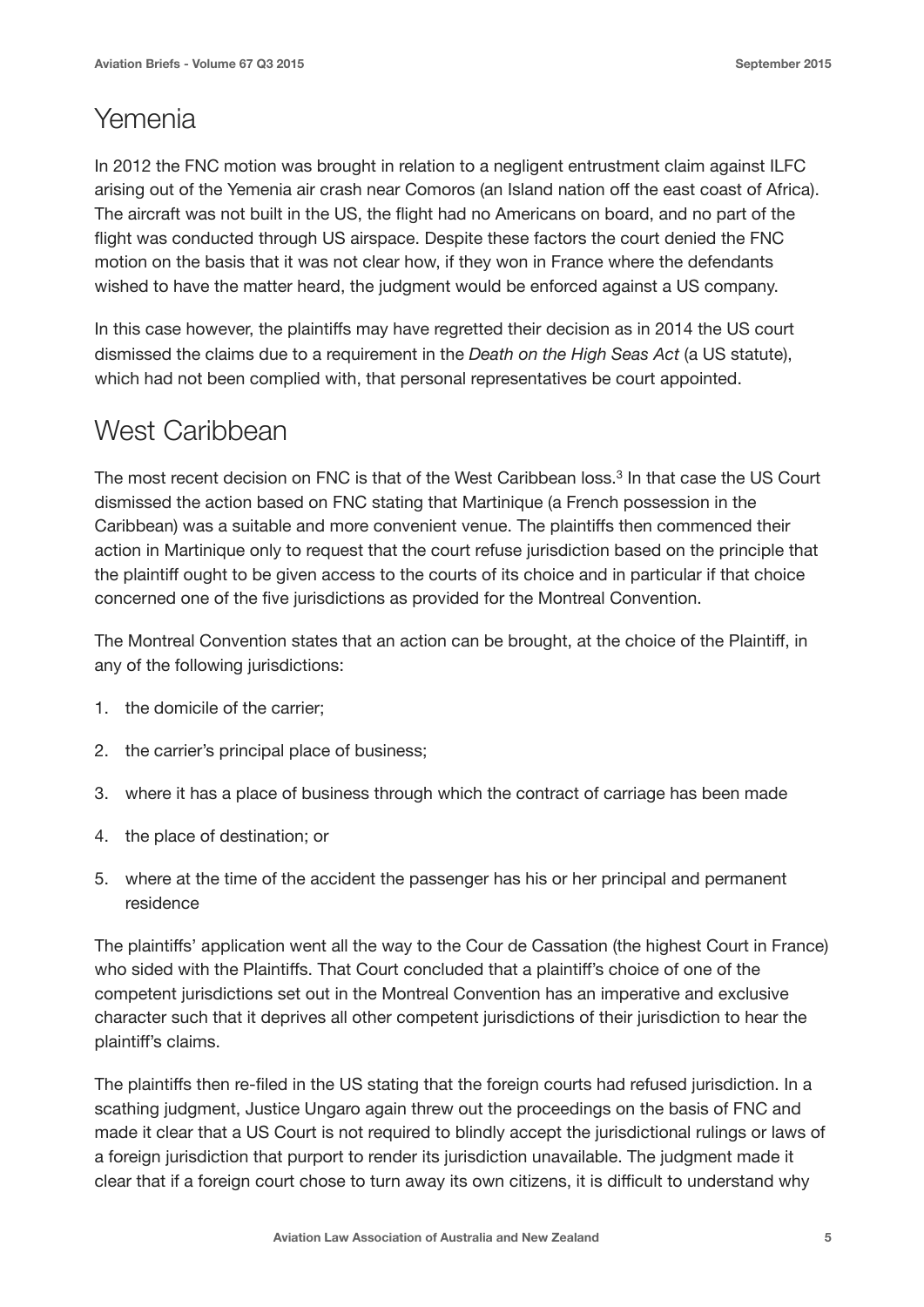## Yemenia

In 2012 the FNC motion was brought in relation to a negligent entrustment claim against ILFC arising out of the Yemenia air crash near Comoros (an Island nation off the east coast of Africa). The aircraft was not built in the US, the flight had no Americans on board, and no part of the flight was conducted through US airspace. Despite these factors the court denied the FNC motion on the basis that it was not clear how, if they won in France where the defendants wished to have the matter heard, the judgment would be enforced against a US company.

In this case however, the plaintiffs may have regretted their decision as in 2014 the US court dismissed the claims due to a requirement in the *Death on the High Seas Act* (a US statute), which had not been complied with, that personal representatives be court appointed.

## West Caribbean

The most recent decision on FNC is that of the West Caribbean loss.[3] In that case the US Court dismissed the action based on FNC stating that Martinique (a French possession in the Caribbean) was a suitable and more convenient venue. The plaintiffs then commenced their action in Martinique only to request that the court refuse jurisdiction based on the principle that the plaintiff ought to be given access to the courts of its choice and in particular if that choice concerned one of the five jurisdictions as provided for the Montreal Convention.

The Montreal Convention states that an action can be brought, at the choice of the Plaintiff, in any of the following jurisdictions:

1. the domicile of the carrier;
2. the carrier's principal place of business;
3. where it has a place of business through which the contract of carriage has been made
4. the place of destination; or
5. where at the time of the accident the passenger has his or her principal and permanent residence

The plaintiffs' application went all the way to the Cour de Cassation (the highest Court in France) who sided with the Plaintiffs. That Court concluded that a plaintiff's choice of one of the competent jurisdictions set out in the Montreal Convention has an imperative and exclusive character such that it deprives all other competent jurisdictions of their jurisdiction to hear the plaintiff's claims.

The plaintiffs then re-filed in the US stating that the foreign courts had refused jurisdiction. In a scathing judgment, Justice Ungaro again threw out the proceedings on the basis of FNC and made it clear that a US Court is not required to blindly accept the jurisdictional rulings or laws of a foreign jurisdiction that purport to render its jurisdiction unavailable. The judgment made it clear that if a foreign court chose to turn away its own citizens, it is difficult to understand why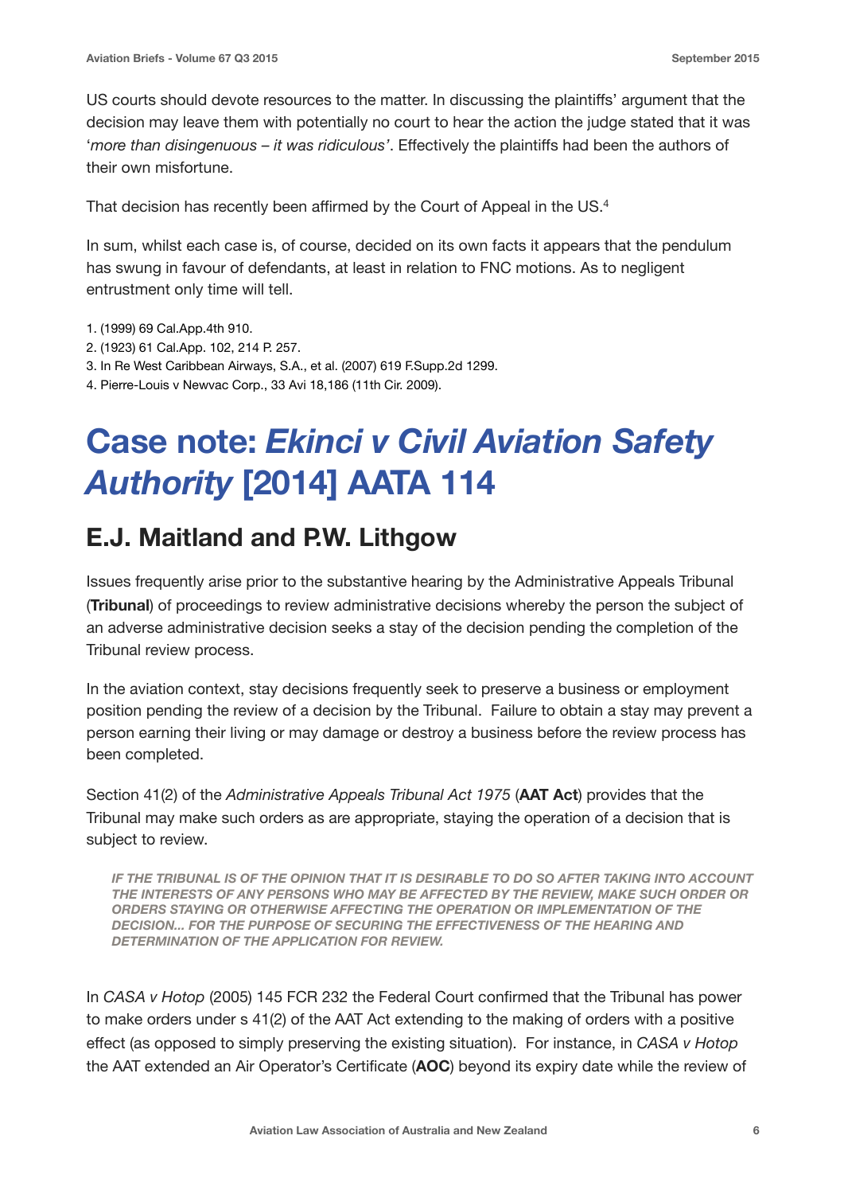US courts should devote resources to the matter. In discussing the plaintiffs' argument that the decision may leave them with potentially no court to hear the action the judge stated that it was '*more than disingenuous – it was ridiculous'*. Effectively the plaintiffs had been the authors of their own misfortune.

That decision has recently been affirmed by the Court of Appeal in the US.[4]

In sum, whilst each case is, of course, decided on its own facts it appears that the pendulum has swung in favour of defendants, at least in relation to FNC motions. As to negligent entrustment only time will tell.

1. (1999) 69 Cal.App.4th 910.
2. (1923) 61 Cal.App. 102, 214 P. 257.
3. In Re West Caribbean Airways, S.A., et al. (2007) 619 F.Supp.2d 1299.
4. Pierre-Louis v Newvac Corp., 33 Avi 18,186 (11th Cir. 2009).

# Case note: *Ekinci v Civil Aviation Safety Authority* [2014] AATA 114

## E.J. Maitland and P.W. Lithgow

Issues frequently arise prior to the substantive hearing by the Administrative Appeals Tribunal (**Tribunal**) of proceedings to review administrative decisions whereby the person the subject of an adverse administrative decision seeks a stay of the decision pending the completion of the Tribunal review process.

In the aviation context, stay decisions frequently seek to preserve a business or employment position pending the review of a decision by the Tribunal. Failure to obtain a stay may prevent a person earning their living or may damage or destroy a business before the review process has been completed.

Section 41(2) of the *Administrative Appeals Tribunal Act 1975* (**AAT Act**) provides that the Tribunal may make such orders as are appropriate, staying the operation of a decision that is subject to review.

> ***IF THE TRIBUNAL IS OF THE OPINION THAT IT IS DESIRABLE TO DO SO AFTER TAKING INTO ACCOUNT THE INTERESTS OF ANY PERSONS WHO MAY BE AFFECTED BY THE REVIEW, MAKE SUCH ORDER OR ORDERS STAYING OR OTHERWISE AFFECTING THE OPERATION OR IMPLEMENTATION OF THE DECISION... FOR THE PURPOSE OF SECURING THE EFFECTIVENESS OF THE HEARING AND DETERMINATION OF THE APPLICATION FOR REVIEW.***

In *CASA v Hotop* (2005) 145 FCR 232 the Federal Court confirmed that the Tribunal has power to make orders under s 41(2) of the AAT Act extending to the making of orders with a positive effect (as opposed to simply preserving the existing situation). For instance, in *CASA v Hotop* the AAT extended an Air Operator's Certificate (**AOC**) beyond its expiry date while the review of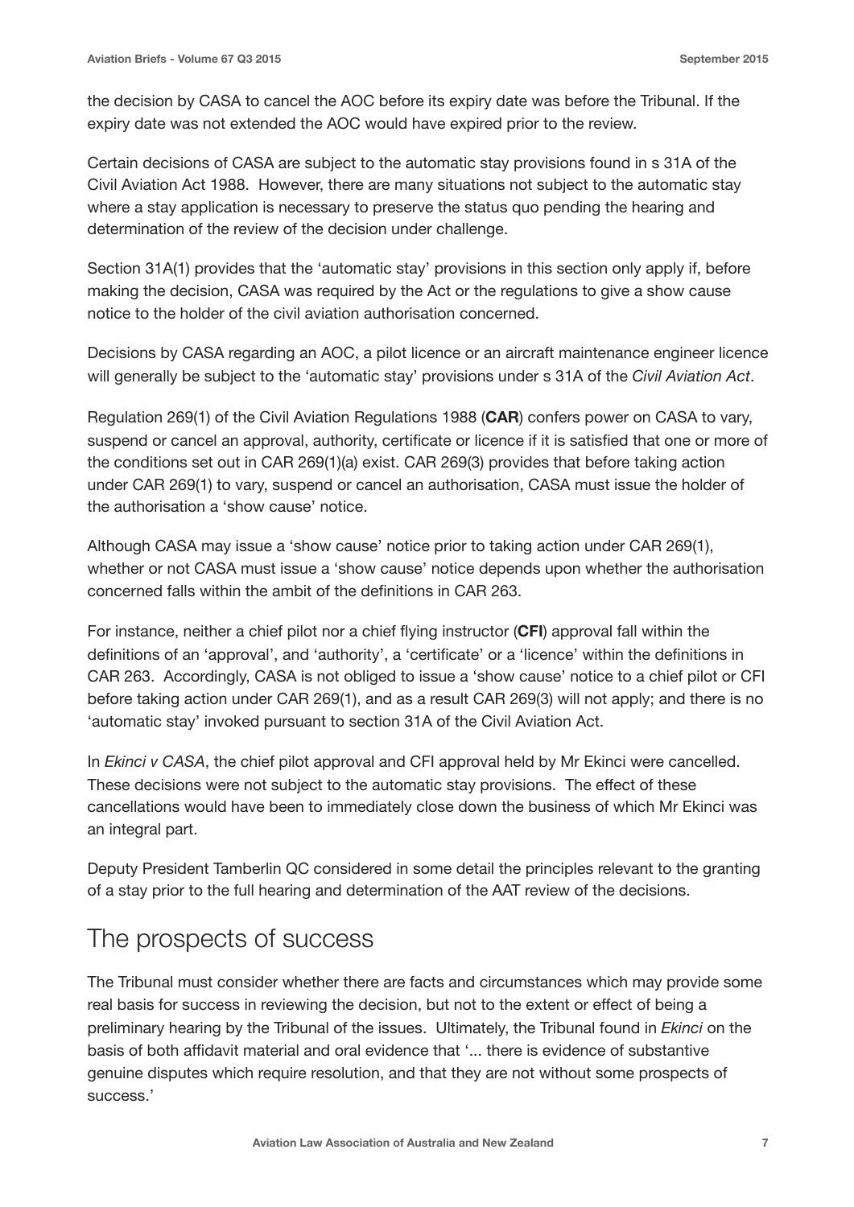the decision by CASA to cancel the AOC before its expiry date was before the Tribunal. If the expiry date was not extended the AOC would have expired prior to the review.

Certain decisions of CASA are subject to the automatic stay provisions found in s 31A of the Civil Aviation Act 1988. However, there are many situations not subject to the automatic stay where a stay application is necessary to preserve the status quo pending the hearing and determination of the review of the decision under challenge.

Section 31A(1) provides that the 'automatic stay' provisions in this section only apply if, before making the decision, CASA was required by the Act or the regulations to give a show cause notice to the holder of the civil aviation authorisation concerned.

Decisions by CASA regarding an AOC, a pilot licence or an aircraft maintenance engineer licence will generally be subject to the 'automatic stay' provisions under s 31A of the *Civil Aviation Act*.

Regulation 269(1) of the Civil Aviation Regulations 1988 (**CAR**) confers power on CASA to vary, suspend or cancel an approval, authority, certificate or licence if it is satisfied that one or more of the conditions set out in CAR 269(1)(a) exist. CAR 269(3) provides that before taking action under CAR 269(1) to vary, suspend or cancel an authorisation, CASA must issue the holder of the authorisation a 'show cause' notice.

Although CASA may issue a 'show cause' notice prior to taking action under CAR 269(1), whether or not CASA must issue a 'show cause' notice depends upon whether the authorisation concerned falls within the ambit of the definitions in CAR 263.

For instance, neither a chief pilot nor a chief flying instructor (**CFI**) approval fall within the definitions of an 'approval', and 'authority', a 'certificate' or a 'licence' within the definitions in CAR 263. Accordingly, CASA is not obliged to issue a 'show cause' notice to a chief pilot or CFI before taking action under CAR 269(1), and as a result CAR 269(3) will not apply; and there is no 'automatic stay' invoked pursuant to section 31A of the Civil Aviation Act.

In *Ekinci v CASA*, the chief pilot approval and CFI approval held by Mr Ekinci were cancelled. These decisions were not subject to the automatic stay provisions. The effect of these cancellations would have been to immediately close down the business of which Mr Ekinci was an integral part.

Deputy President Tamberlin QC considered in some detail the principles relevant to the granting of a stay prior to the full hearing and determination of the AAT review of the decisions.

## The prospects of success

The Tribunal must consider whether there are facts and circumstances which may provide some real basis for success in reviewing the decision, but not to the extent or effect of being a preliminary hearing by the Tribunal of the issues. Ultimately, the Tribunal found in *Ekinci* on the basis of both affidavit material and oral evidence that '... there is evidence of substantive genuine disputes which require resolution, and that they are not without some prospects of success.'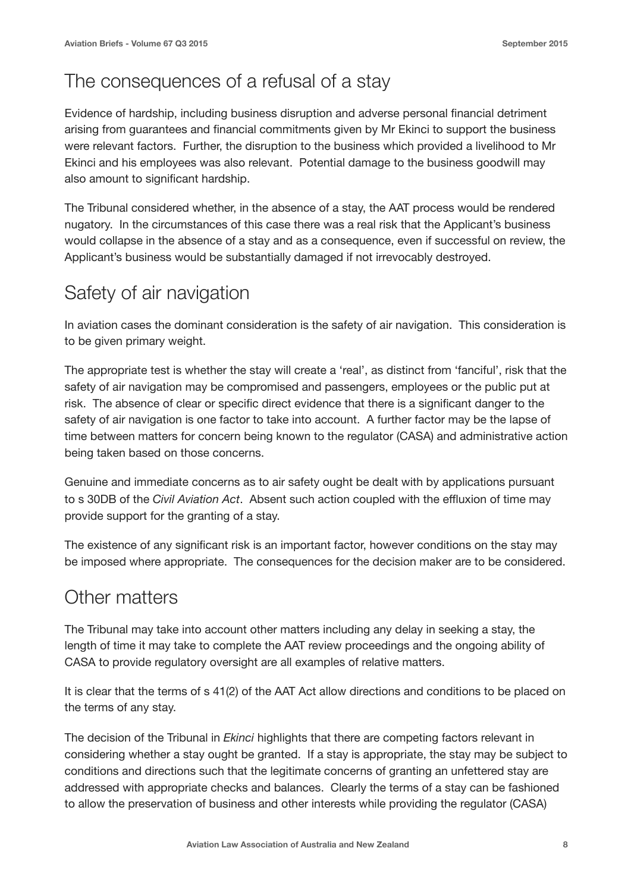## The consequences of a refusal of a stay

Evidence of hardship, including business disruption and adverse personal financial detriment arising from guarantees and financial commitments given by Mr Ekinci to support the business were relevant factors. Further, the disruption to the business which provided a livelihood to Mr Ekinci and his employees was also relevant. Potential damage to the business goodwill may also amount to significant hardship.

The Tribunal considered whether, in the absence of a stay, the AAT process would be rendered nugatory. In the circumstances of this case there was a real risk that the Applicant's business would collapse in the absence of a stay and as a consequence, even if successful on review, the Applicant's business would be substantially damaged if not irrevocably destroyed.

## Safety of air navigation

In aviation cases the dominant consideration is the safety of air navigation. This consideration is to be given primary weight.

The appropriate test is whether the stay will create a 'real', as distinct from 'fanciful', risk that the safety of air navigation may be compromised and passengers, employees or the public put at risk. The absence of clear or specific direct evidence that there is a significant danger to the safety of air navigation is one factor to take into account. A further factor may be the lapse of time between matters for concern being known to the regulator (CASA) and administrative action being taken based on those concerns.

Genuine and immediate concerns as to air safety ought be dealt with by applications pursuant to s 30DB of the *Civil Aviation Act*. Absent such action coupled with the effluxion of time may provide support for the granting of a stay.

The existence of any significant risk is an important factor, however conditions on the stay may be imposed where appropriate. The consequences for the decision maker are to be considered.

## Other matters

The Tribunal may take into account other matters including any delay in seeking a stay, the length of time it may take to complete the AAT review proceedings and the ongoing ability of CASA to provide regulatory oversight are all examples of relative matters.

It is clear that the terms of s 41(2) of the AAT Act allow directions and conditions to be placed on the terms of any stay.

The decision of the Tribunal in *Ekinci* highlights that there are competing factors relevant in considering whether a stay ought be granted. If a stay is appropriate, the stay may be subject to conditions and directions such that the legitimate concerns of granting an unfettered stay are addressed with appropriate checks and balances. Clearly the terms of a stay can be fashioned to allow the preservation of business and other interests while providing the regulator (CASA)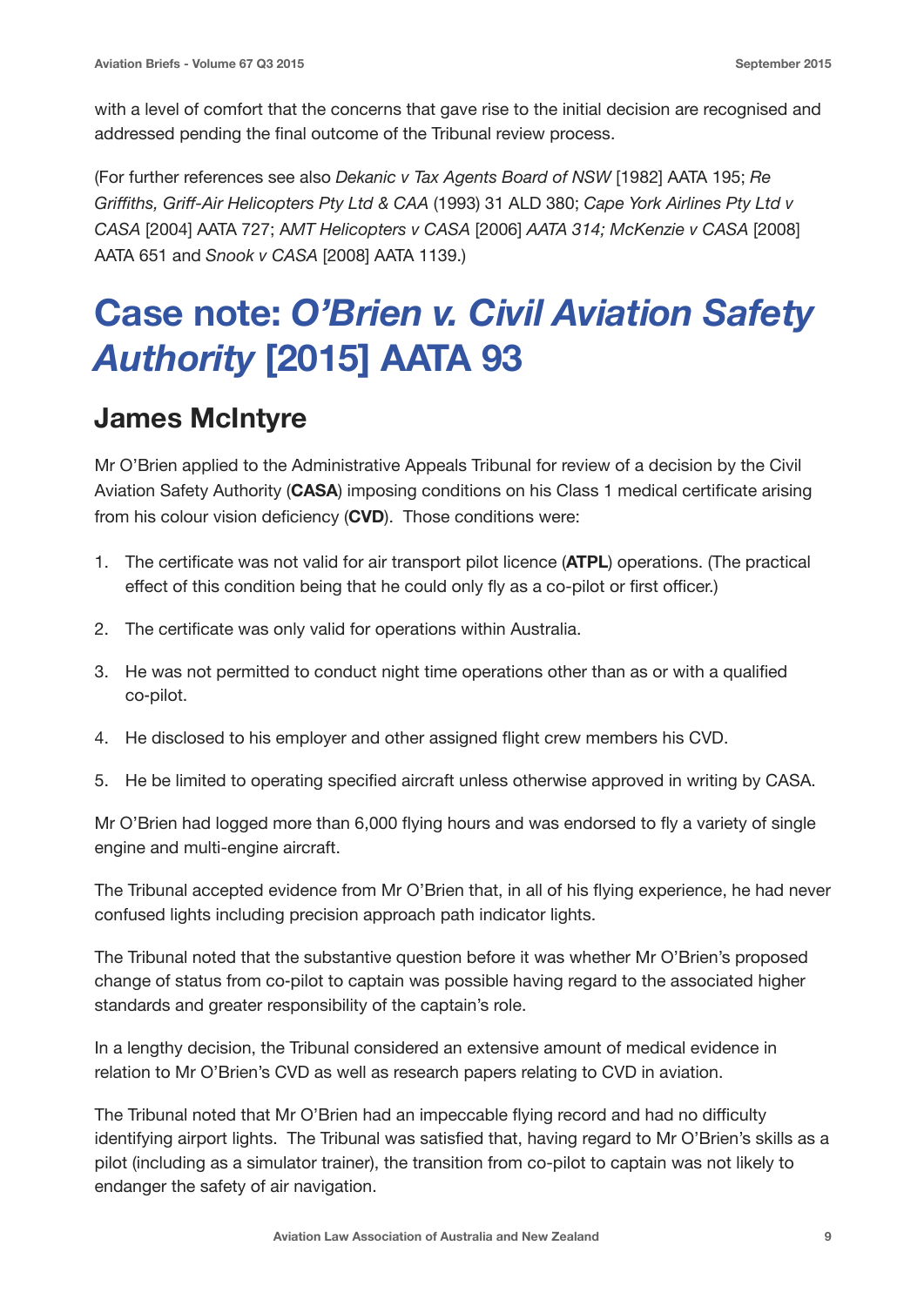with a level of comfort that the concerns that gave rise to the initial decision are recognised and addressed pending the final outcome of the Tribunal review process.

(For further references see also *Dekanic v Tax Agents Board of NSW* [1982] AATA 195; *Re Griffiths, Griff-Air Helicopters Pty Ltd & CAA* (1993) 31 ALD 380; *Cape York Airlines Pty Ltd v CASA* [2004] AATA 727; *AMT Helicopters v CASA* [2006] *AATA 314; McKenzie v CASA* [2008] AATA 651 and *Snook v CASA* [2008] AATA 1139.)

# Case note: *O'Brien v. Civil Aviation Safety Authority* [2015] AATA 93

## James McIntyre

Mr O'Brien applied to the Administrative Appeals Tribunal for review of a decision by the Civil Aviation Safety Authority (**CASA**) imposing conditions on his Class 1 medical certificate arising from his colour vision deficiency (**CVD**). Those conditions were:

1. The certificate was not valid for air transport pilot licence (**ATPL**) operations. (The practical effect of this condition being that he could only fly as a co-pilot or first officer.)
2. The certificate was only valid for operations within Australia.
3. He was not permitted to conduct night time operations other than as or with a qualified co-pilot.
4. He disclosed to his employer and other assigned flight crew members his CVD.
5. He be limited to operating specified aircraft unless otherwise approved in writing by CASA.

Mr O'Brien had logged more than 6,000 flying hours and was endorsed to fly a variety of single engine and multi-engine aircraft.

The Tribunal accepted evidence from Mr O'Brien that, in all of his flying experience, he had never confused lights including precision approach path indicator lights.

The Tribunal noted that the substantive question before it was whether Mr O'Brien's proposed change of status from co-pilot to captain was possible having regard to the associated higher standards and greater responsibility of the captain's role.

In a lengthy decision, the Tribunal considered an extensive amount of medical evidence in relation to Mr O'Brien's CVD as well as research papers relating to CVD in aviation.

The Tribunal noted that Mr O'Brien had an impeccable flying record and had no difficulty identifying airport lights. The Tribunal was satisfied that, having regard to Mr O'Brien's skills as a pilot (including as a simulator trainer), the transition from co-pilot to captain was not likely to endanger the safety of air navigation.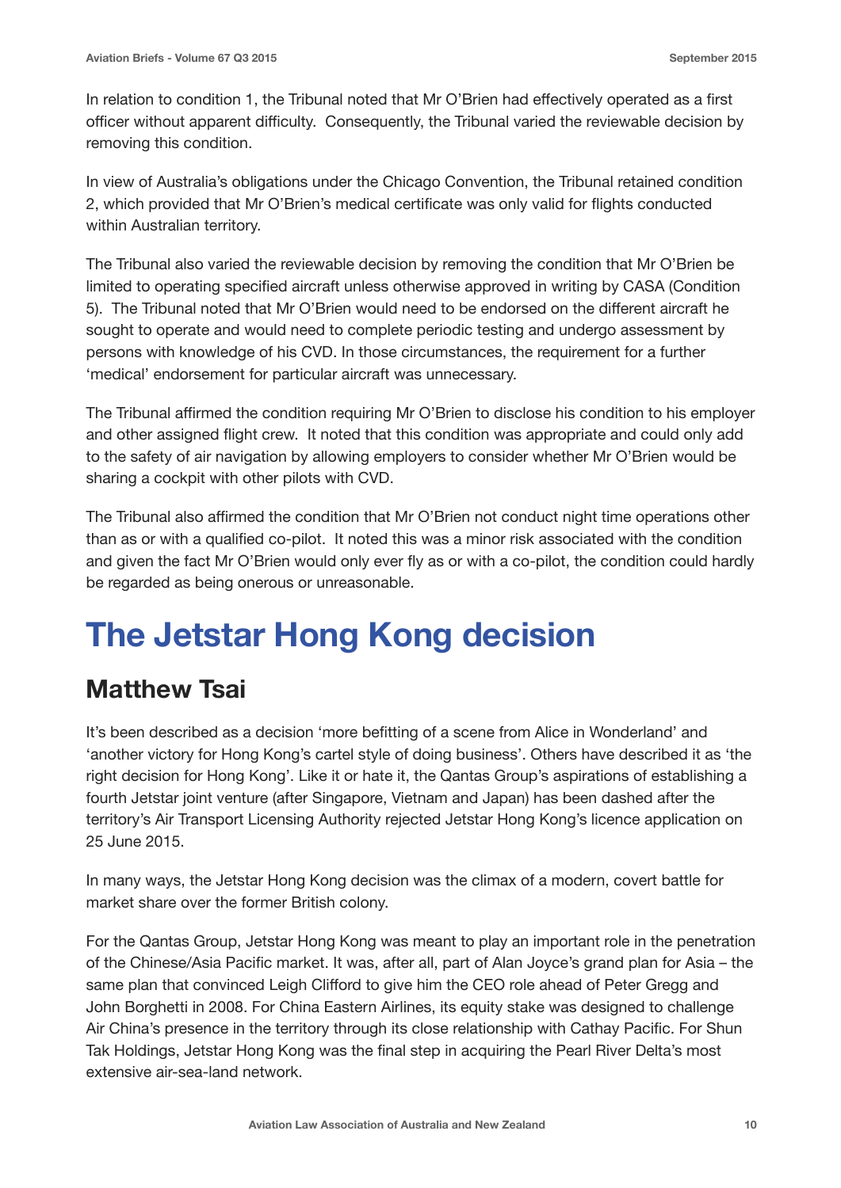In relation to condition 1, the Tribunal noted that Mr O'Brien had effectively operated as a first officer without apparent difficulty. Consequently, the Tribunal varied the reviewable decision by removing this condition.

In view of Australia's obligations under the Chicago Convention, the Tribunal retained condition 2, which provided that Mr O'Brien's medical certificate was only valid for flights conducted within Australian territory.

The Tribunal also varied the reviewable decision by removing the condition that Mr O'Brien be limited to operating specified aircraft unless otherwise approved in writing by CASA (Condition 5). The Tribunal noted that Mr O'Brien would need to be endorsed on the different aircraft he sought to operate and would need to complete periodic testing and undergo assessment by persons with knowledge of his CVD. In those circumstances, the requirement for a further 'medical' endorsement for particular aircraft was unnecessary.

The Tribunal affirmed the condition requiring Mr O'Brien to disclose his condition to his employer and other assigned flight crew. It noted that this condition was appropriate and could only add to the safety of air navigation by allowing employers to consider whether Mr O'Brien would be sharing a cockpit with other pilots with CVD.

The Tribunal also affirmed the condition that Mr O'Brien not conduct night time operations other than as or with a qualified co-pilot. It noted this was a minor risk associated with the condition and given the fact Mr O'Brien would only ever fly as or with a co-pilot, the condition could hardly be regarded as being onerous or unreasonable.

# The Jetstar Hong Kong decision

## Matthew Tsai

It's been described as a decision 'more befitting of a scene from Alice in Wonderland' and 'another victory for Hong Kong's cartel style of doing business'. Others have described it as 'the right decision for Hong Kong'. Like it or hate it, the Qantas Group's aspirations of establishing a fourth Jetstar joint venture (after Singapore, Vietnam and Japan) has been dashed after the territory's Air Transport Licensing Authority rejected Jetstar Hong Kong's licence application on 25 June 2015.

In many ways, the Jetstar Hong Kong decision was the climax of a modern, covert battle for market share over the former British colony.

For the Qantas Group, Jetstar Hong Kong was meant to play an important role in the penetration of the Chinese/Asia Pacific market. It was, after all, part of Alan Joyce's grand plan for Asia – the same plan that convinced Leigh Clifford to give him the CEO role ahead of Peter Gregg and John Borghetti in 2008. For China Eastern Airlines, its equity stake was designed to challenge Air China's presence in the territory through its close relationship with Cathay Pacific. For Shun Tak Holdings, Jetstar Hong Kong was the final step in acquiring the Pearl River Delta's most extensive air-sea-land network.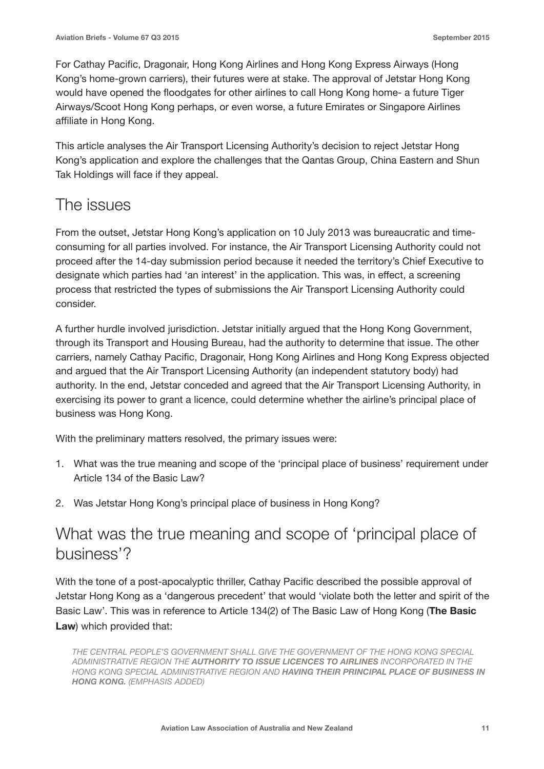For Cathay Pacific, Dragonair, Hong Kong Airlines and Hong Kong Express Airways (Hong Kong's home-grown carriers), their futures were at stake. The approval of Jetstar Hong Kong would have opened the floodgates for other airlines to call Hong Kong home- a future Tiger Airways/Scoot Hong Kong perhaps, or even worse, a future Emirates or Singapore Airlines affiliate in Hong Kong.

This article analyses the Air Transport Licensing Authority's decision to reject Jetstar Hong Kong's application and explore the challenges that the Qantas Group, China Eastern and Shun Tak Holdings will face if they appeal.

## The issues

From the outset, Jetstar Hong Kong's application on 10 July 2013 was bureaucratic and time-consuming for all parties involved. For instance, the Air Transport Licensing Authority could not proceed after the 14-day submission period because it needed the territory's Chief Executive to designate which parties had 'an interest' in the application. This was, in effect, a screening process that restricted the types of submissions the Air Transport Licensing Authority could consider.

A further hurdle involved jurisdiction. Jetstar initially argued that the Hong Kong Government, through its Transport and Housing Bureau, had the authority to determine that issue. The other carriers, namely Cathay Pacific, Dragonair, Hong Kong Airlines and Hong Kong Express objected and argued that the Air Transport Licensing Authority (an independent statutory body) had authority. In the end, Jetstar conceded and agreed that the Air Transport Licensing Authority, in exercising its power to grant a licence, could determine whether the airline's principal place of business was Hong Kong.

With the preliminary matters resolved, the primary issues were:

1. What was the true meaning and scope of the 'principal place of business' requirement under Article 134 of the Basic Law?
2. Was Jetstar Hong Kong's principal place of business in Hong Kong?

## What was the true meaning and scope of 'principal place of business'?

With the tone of a post-apocalyptic thriller, Cathay Pacific described the possible approval of Jetstar Hong Kong as a 'dangerous precedent' that would 'violate both the letter and spirit of the Basic Law'. This was in reference to Article 134(2) of The Basic Law of Hong Kong (**The Basic Law**) which provided that:

> *THE CENTRAL PEOPLE'S GOVERNMENT SHALL GIVE THE GOVERNMENT OF THE HONG KONG SPECIAL ADMINISTRATIVE REGION THE **AUTHORITY TO ISSUE LICENCES TO AIRLINES** INCORPORATED IN THE HONG KONG SPECIAL ADMINISTRATIVE REGION AND **HAVING THEIR PRINCIPAL PLACE OF BUSINESS IN HONG KONG.** (EMPHASIS ADDED)*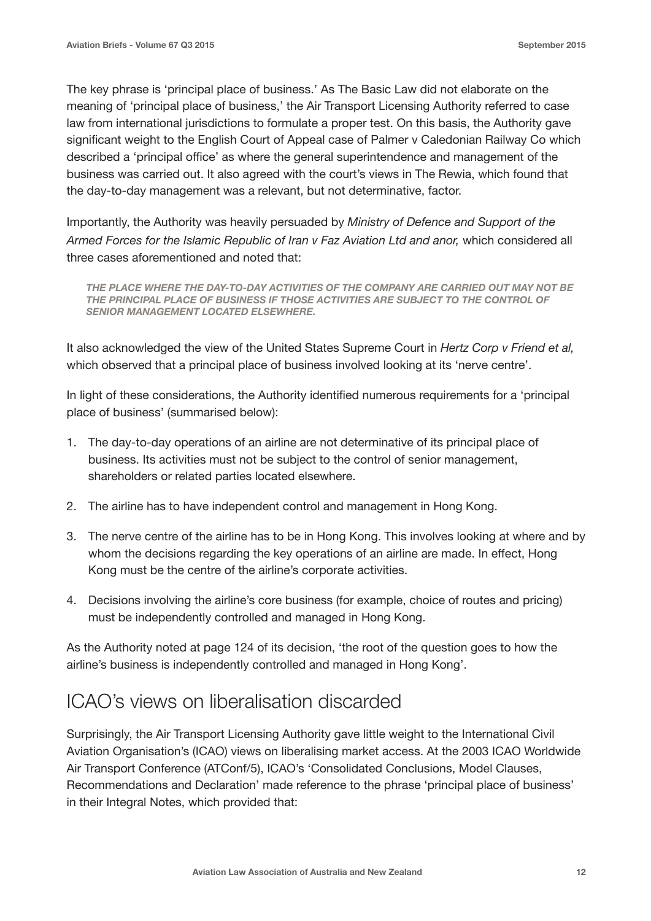The key phrase is 'principal place of business.' As The Basic Law did not elaborate on the meaning of 'principal place of business,' the Air Transport Licensing Authority referred to case law from international jurisdictions to formulate a proper test. On this basis, the Authority gave significant weight to the English Court of Appeal case of Palmer v Caledonian Railway Co which described a 'principal office' as where the general superintendence and management of the business was carried out. It also agreed with the court's views in The Rewia, which found that the day-to-day management was a relevant, but not determinative, factor.

Importantly, the Authority was heavily persuaded by *Ministry of Defence and Support of the Armed Forces for the Islamic Republic of Iran v Faz Aviation Ltd and anor,* which considered all three cases aforementioned and noted that:

> ***THE PLACE WHERE THE DAY-TO-DAY ACTIVITIES OF THE COMPANY ARE CARRIED OUT MAY NOT BE THE PRINCIPAL PLACE OF BUSINESS IF THOSE ACTIVITIES ARE SUBJECT TO THE CONTROL OF SENIOR MANAGEMENT LOCATED ELSEWHERE.***

It also acknowledged the view of the United States Supreme Court in *Hertz Corp v Friend et al,* which observed that a principal place of business involved looking at its 'nerve centre'.

In light of these considerations, the Authority identified numerous requirements for a 'principal place of business' (summarised below):

1. The day-to-day operations of an airline are not determinative of its principal place of business. Its activities must not be subject to the control of senior management, shareholders or related parties located elsewhere.
2. The airline has to have independent control and management in Hong Kong.
3. The nerve centre of the airline has to be in Hong Kong. This involves looking at where and by whom the decisions regarding the key operations of an airline are made. In effect, Hong Kong must be the centre of the airline's corporate activities.
4. Decisions involving the airline's core business (for example, choice of routes and pricing) must be independently controlled and managed in Hong Kong.

As the Authority noted at page 124 of its decision, 'the root of the question goes to how the airline's business is independently controlled and managed in Hong Kong'.

## ICAO's views on liberalisation discarded

Surprisingly, the Air Transport Licensing Authority gave little weight to the International Civil Aviation Organisation's (ICAO) views on liberalising market access. At the 2003 ICAO Worldwide Air Transport Conference (ATConf/5), ICAO's 'Consolidated Conclusions, Model Clauses, Recommendations and Declaration' made reference to the phrase 'principal place of business' in their Integral Notes, which provided that: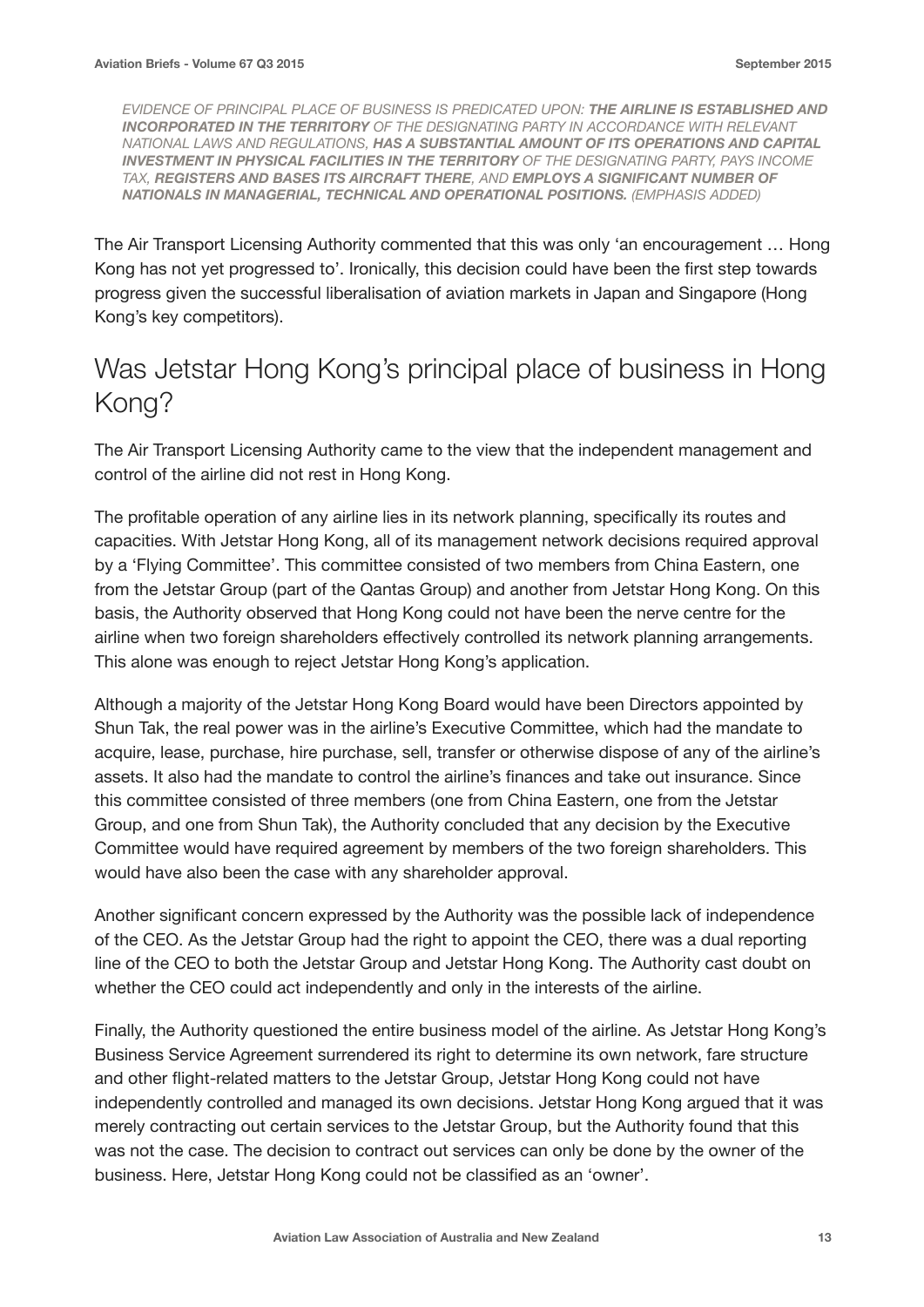*EVIDENCE OF PRINCIPAL PLACE OF BUSINESS IS PREDICATED UPON: **THE AIRLINE IS ESTABLISHED AND INCORPORATED IN THE TERRITORY** OF THE DESIGNATING PARTY IN ACCORDANCE WITH RELEVANT NATIONAL LAWS AND REGULATIONS, **HAS A SUBSTANTIAL AMOUNT OF ITS OPERATIONS AND CAPITAL INVESTMENT IN PHYSICAL FACILITIES IN THE TERRITORY** OF THE DESIGNATING PARTY, PAYS INCOME TAX, **REGISTERS AND BASES ITS AIRCRAFT THERE**, AND **EMPLOYS A SIGNIFICANT NUMBER OF NATIONALS IN MANAGERIAL, TECHNICAL AND OPERATIONAL POSITIONS.** (EMPHASIS ADDED)*

The Air Transport Licensing Authority commented that this was only 'an encouragement … Hong Kong has not yet progressed to'. Ironically, this decision could have been the first step towards progress given the successful liberalisation of aviation markets in Japan and Singapore (Hong Kong's key competitors).

## Was Jetstar Hong Kong's principal place of business in Hong Kong?

The Air Transport Licensing Authority came to the view that the independent management and control of the airline did not rest in Hong Kong.

The profitable operation of any airline lies in its network planning, specifically its routes and capacities. With Jetstar Hong Kong, all of its management network decisions required approval by a 'Flying Committee'. This committee consisted of two members from China Eastern, one from the Jetstar Group (part of the Qantas Group) and another from Jetstar Hong Kong. On this basis, the Authority observed that Hong Kong could not have been the nerve centre for the airline when two foreign shareholders effectively controlled its network planning arrangements. This alone was enough to reject Jetstar Hong Kong's application.

Although a majority of the Jetstar Hong Kong Board would have been Directors appointed by Shun Tak, the real power was in the airline's Executive Committee, which had the mandate to acquire, lease, purchase, hire purchase, sell, transfer or otherwise dispose of any of the airline's assets. It also had the mandate to control the airline's finances and take out insurance. Since this committee consisted of three members (one from China Eastern, one from the Jetstar Group, and one from Shun Tak), the Authority concluded that any decision by the Executive Committee would have required agreement by members of the two foreign shareholders. This would have also been the case with any shareholder approval.

Another significant concern expressed by the Authority was the possible lack of independence of the CEO. As the Jetstar Group had the right to appoint the CEO, there was a dual reporting line of the CEO to both the Jetstar Group and Jetstar Hong Kong. The Authority cast doubt on whether the CEO could act independently and only in the interests of the airline.

Finally, the Authority questioned the entire business model of the airline. As Jetstar Hong Kong's Business Service Agreement surrendered its right to determine its own network, fare structure and other flight-related matters to the Jetstar Group, Jetstar Hong Kong could not have independently controlled and managed its own decisions. Jetstar Hong Kong argued that it was merely contracting out certain services to the Jetstar Group, but the Authority found that this was not the case. The decision to contract out services can only be done by the owner of the business. Here, Jetstar Hong Kong could not be classified as an 'owner'.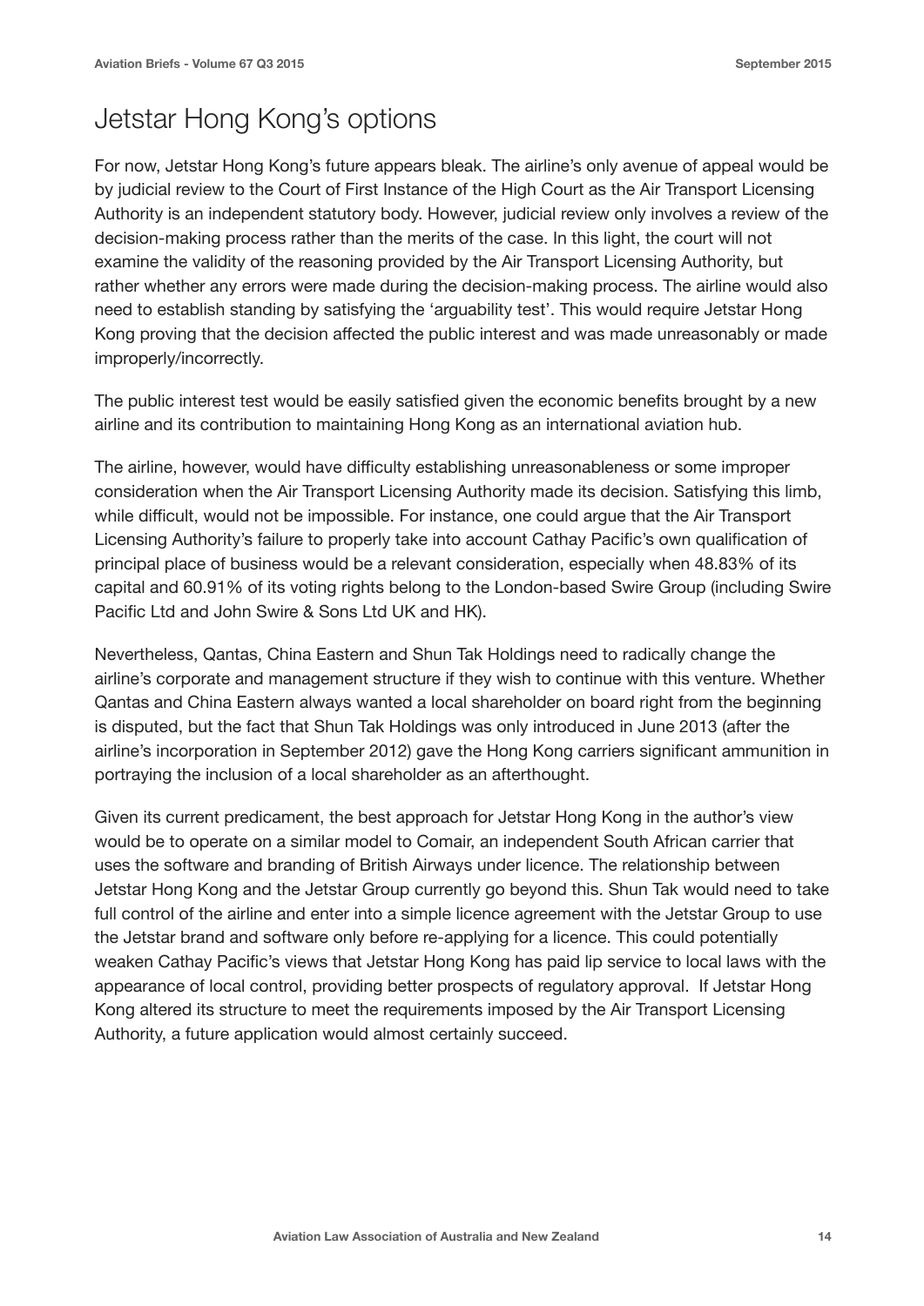# Jetstar Hong Kong's options

For now, Jetstar Hong Kong's future appears bleak. The airline's only avenue of appeal would be by judicial review to the Court of First Instance of the High Court as the Air Transport Licensing Authority is an independent statutory body. However, judicial review only involves a review of the decision-making process rather than the merits of the case. In this light, the court will not examine the validity of the reasoning provided by the Air Transport Licensing Authority, but rather whether any errors were made during the decision-making process. The airline would also need to establish standing by satisfying the 'arguability test'. This would require Jetstar Hong Kong proving that the decision affected the public interest and was made unreasonably or made improperly/incorrectly.

The public interest test would be easily satisfied given the economic benefits brought by a new airline and its contribution to maintaining Hong Kong as an international aviation hub.

The airline, however, would have difficulty establishing unreasonableness or some improper consideration when the Air Transport Licensing Authority made its decision. Satisfying this limb, while difficult, would not be impossible. For instance, one could argue that the Air Transport Licensing Authority's failure to properly take into account Cathay Pacific's own qualification of principal place of business would be a relevant consideration, especially when 48.83% of its capital and 60.91% of its voting rights belong to the London-based Swire Group (including Swire Pacific Ltd and John Swire & Sons Ltd UK and HK).

Nevertheless, Qantas, China Eastern and Shun Tak Holdings need to radically change the airline's corporate and management structure if they wish to continue with this venture. Whether Qantas and China Eastern always wanted a local shareholder on board right from the beginning is disputed, but the fact that Shun Tak Holdings was only introduced in June 2013 (after the airline's incorporation in September 2012) gave the Hong Kong carriers significant ammunition in portraying the inclusion of a local shareholder as an afterthought.

Given its current predicament, the best approach for Jetstar Hong Kong in the author's view would be to operate on a similar model to Comair, an independent South African carrier that uses the software and branding of British Airways under licence. The relationship between Jetstar Hong Kong and the Jetstar Group currently go beyond this. Shun Tak would need to take full control of the airline and enter into a simple licence agreement with the Jetstar Group to use the Jetstar brand and software only before re-applying for a licence. This could potentially weaken Cathay Pacific's views that Jetstar Hong Kong has paid lip service to local laws with the appearance of local control, providing better prospects of regulatory approval. If Jetstar Hong Kong altered its structure to meet the requirements imposed by the Air Transport Licensing Authority, a future application would almost certainly succeed.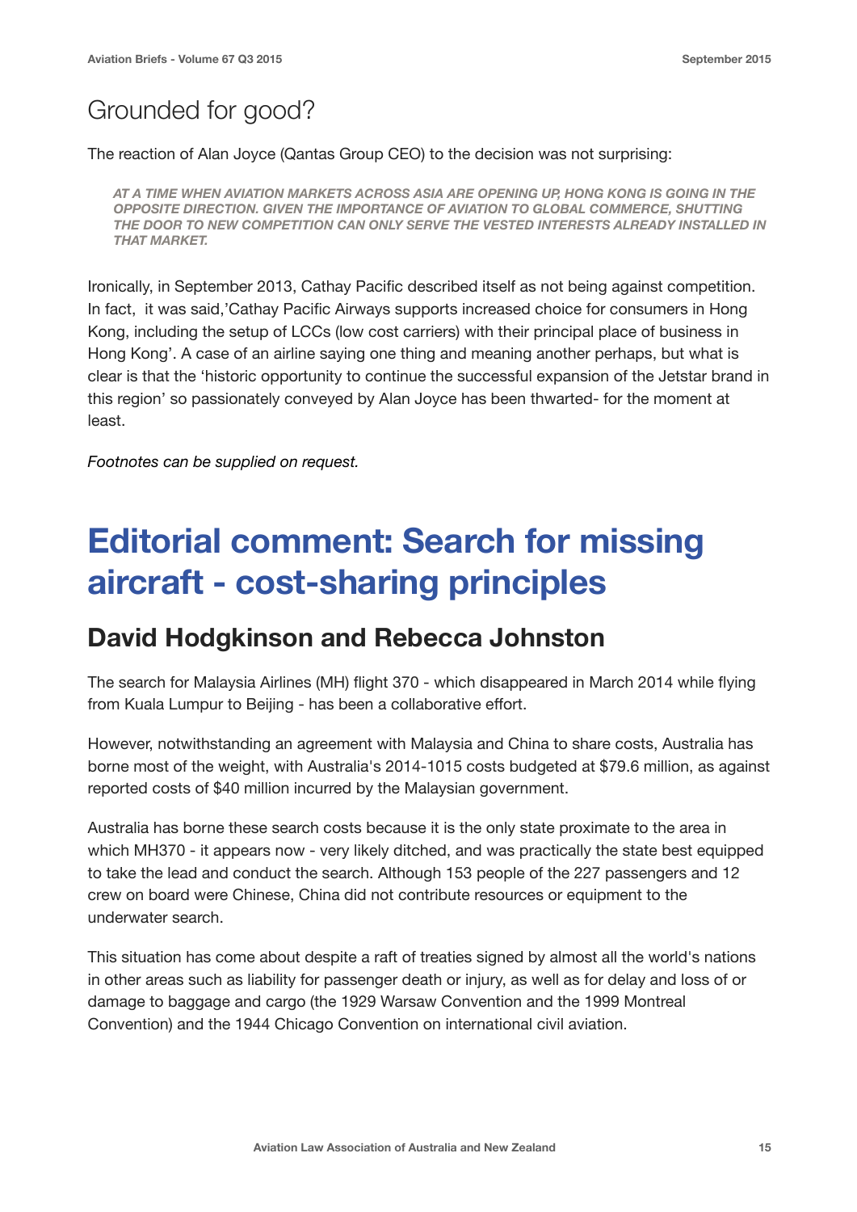## Grounded for good?

The reaction of Alan Joyce (Qantas Group CEO) to the decision was not surprising:

> *AT A TIME WHEN AVIATION MARKETS ACROSS ASIA ARE OPENING UP, HONG KONG IS GOING IN THE OPPOSITE DIRECTION. GIVEN THE IMPORTANCE OF AVIATION TO GLOBAL COMMERCE, SHUTTING THE DOOR TO NEW COMPETITION CAN ONLY SERVE THE VESTED INTERESTS ALREADY INSTALLED IN THAT MARKET.*

Ironically, in September 2013, Cathay Pacific described itself as not being against competition. In fact, it was said,'Cathay Pacific Airways supports increased choice for consumers in Hong Kong, including the setup of LCCs (low cost carriers) with their principal place of business in Hong Kong'. A case of an airline saying one thing and meaning another perhaps, but what is clear is that the 'historic opportunity to continue the successful expansion of the Jetstar brand in this region' so passionately conveyed by Alan Joyce has been thwarted- for the moment at least.

*Footnotes can be supplied on request.*

# Editorial comment: Search for missing aircraft - cost-sharing principles

## David Hodgkinson and Rebecca Johnston

The search for Malaysia Airlines (MH) flight 370 - which disappeared in March 2014 while flying from Kuala Lumpur to Beijing - has been a collaborative effort.

However, notwithstanding an agreement with Malaysia and China to share costs, Australia has borne most of the weight, with Australia's 2014-1015 costs budgeted at $79.6 million, as against reported costs of $40 million incurred by the Malaysian government.

Australia has borne these search costs because it is the only state proximate to the area in which MH370 - it appears now - very likely ditched, and was practically the state best equipped to take the lead and conduct the search. Although 153 people of the 227 passengers and 12 crew on board were Chinese, China did not contribute resources or equipment to the underwater search.

This situation has come about despite a raft of treaties signed by almost all the world's nations in other areas such as liability for passenger death or injury, as well as for delay and loss of or damage to baggage and cargo (the 1929 Warsaw Convention and the 1999 Montreal Convention) and the 1944 Chicago Convention on international civil aviation.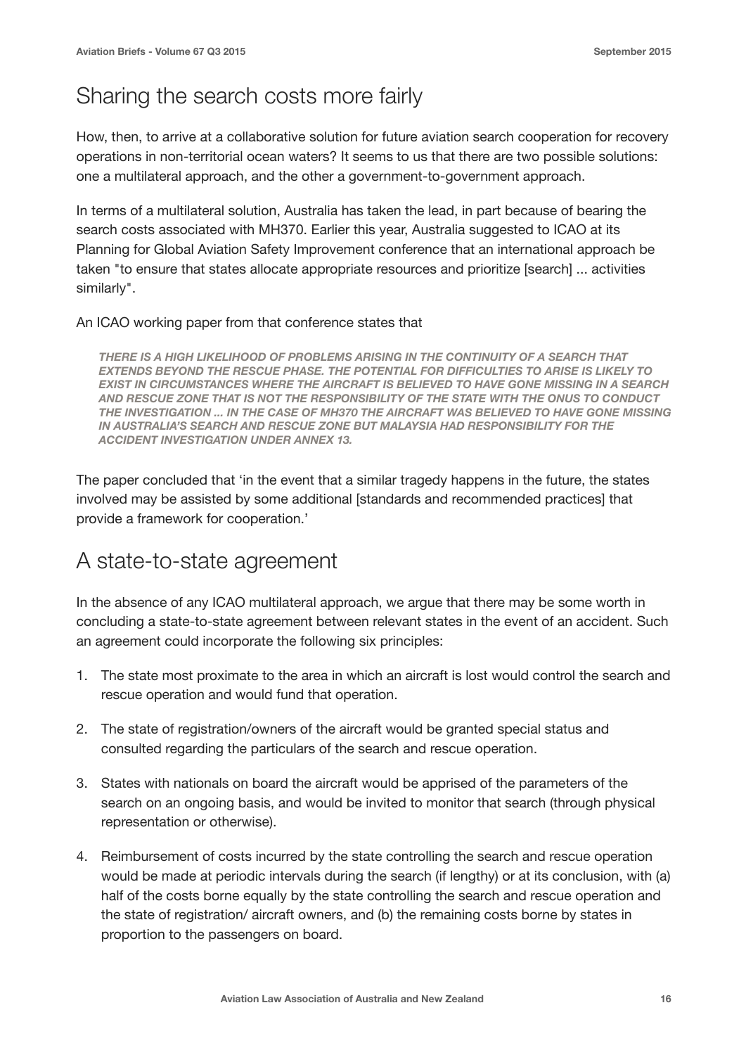## Sharing the search costs more fairly

How, then, to arrive at a collaborative solution for future aviation search cooperation for recovery operations in non-territorial ocean waters? It seems to us that there are two possible solutions: one a multilateral approach, and the other a government-to-government approach.

In terms of a multilateral solution, Australia has taken the lead, in part because of bearing the search costs associated with MH370. Earlier this year, Australia suggested to ICAO at its Planning for Global Aviation Safety Improvement conference that an international approach be taken "to ensure that states allocate appropriate resources and prioritize [search] ... activities similarly".

An ICAO working paper from that conference states that

> ***THERE IS A HIGH LIKELIHOOD OF PROBLEMS ARISING IN THE CONTINUITY OF A SEARCH THAT EXTENDS BEYOND THE RESCUE PHASE. THE POTENTIAL FOR DIFFICULTIES TO ARISE IS LIKELY TO EXIST IN CIRCUMSTANCES WHERE THE AIRCRAFT IS BELIEVED TO HAVE GONE MISSING IN A SEARCH AND RESCUE ZONE THAT IS NOT THE RESPONSIBILITY OF THE STATE WITH THE ONUS TO CONDUCT THE INVESTIGATION ... IN THE CASE OF MH370 THE AIRCRAFT WAS BELIEVED TO HAVE GONE MISSING IN AUSTRALIA'S SEARCH AND RESCUE ZONE BUT MALAYSIA HAD RESPONSIBILITY FOR THE ACCIDENT INVESTIGATION UNDER ANNEX 13.***

The paper concluded that 'in the event that a similar tragedy happens in the future, the states involved may be assisted by some additional [standards and recommended practices] that provide a framework for cooperation.'

## A state-to-state agreement

In the absence of any ICAO multilateral approach, we argue that there may be some worth in concluding a state-to-state agreement between relevant states in the event of an accident. Such an agreement could incorporate the following six principles:

1. The state most proximate to the area in which an aircraft is lost would control the search and rescue operation and would fund that operation.
2. The state of registration/owners of the aircraft would be granted special status and consulted regarding the particulars of the search and rescue operation.
3. States with nationals on board the aircraft would be apprised of the parameters of the search on an ongoing basis, and would be invited to monitor that search (through physical representation or otherwise).
4. Reimbursement of costs incurred by the state controlling the search and rescue operation would be made at periodic intervals during the search (if lengthy) or at its conclusion, with (a) half of the costs borne equally by the state controlling the search and rescue operation and the state of registration/ aircraft owners, and (b) the remaining costs borne by states in proportion to the passengers on board.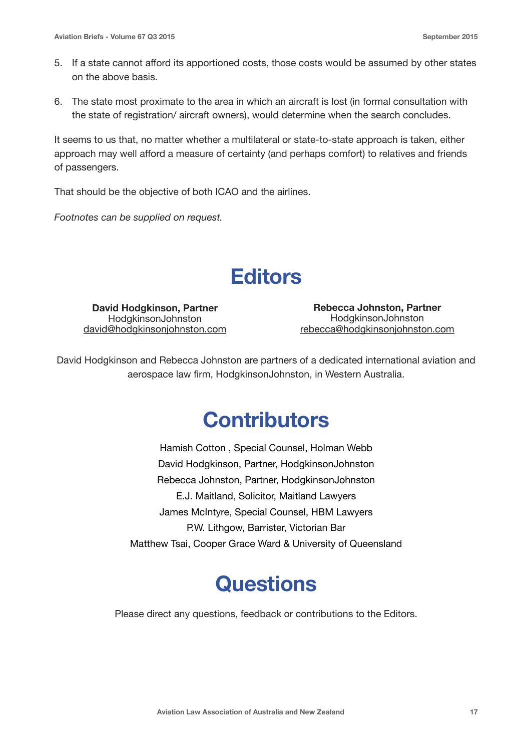5. If a state cannot afford its apportioned costs, those costs would be assumed by other states on the above basis.

6. The state most proximate to the area in which an aircraft is lost (in formal consultation with the state of registration/ aircraft owners), would determine when the search concludes.

It seems to us that, no matter whether a multilateral or state-to-state approach is taken, either approach may well afford a measure of certainty (and perhaps comfort) to relatives and friends of passengers.

That should be the objective of both ICAO and the airlines.

*Footnotes can be supplied on request.*

# Editors

**David Hodgkinson, Partner**
HodgkinsonJohnston
david@hodgkinsonjohnston.com

**Rebecca Johnston, Partner**
HodgkinsonJohnston
rebecca@hodgkinsonjohnston.com

David Hodgkinson and Rebecca Johnston are partners of a dedicated international aviation and aerospace law firm, HodgkinsonJohnston, in Western Australia.

# Contributors

Hamish Cotton , Special Counsel, Holman Webb
David Hodgkinson, Partner, HodgkinsonJohnston
Rebecca Johnston, Partner, HodgkinsonJohnston
E.J. Maitland, Solicitor, Maitland Lawyers
James McIntyre, Special Counsel, HBM Lawyers
P.W. Lithgow, Barrister, Victorian Bar
Matthew Tsai, Cooper Grace Ward & University of Queensland

# Questions

Please direct any questions, feedback or contributions to the Editors.